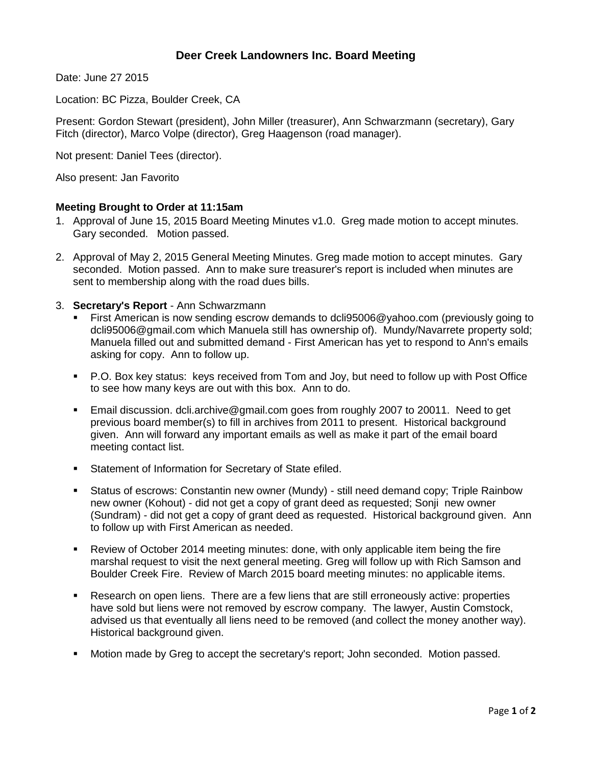# Deer Creek Landowners Inc. Board Meeting

Date: June 27 2015

Location: BC Pizza, Boulder Creek, CA

Present: Gordon Stewart (president), John Miller (treasurer), Ann Schwarzmann (secretary), Gary Fitch (director), Marco Volpe (director), Greg Haagenson (road manager).

Not present: Daniel Tees (director).

Also present: Jan Favorito

**Meeting Brought to Order at 11:15am**

1. Approval of June 15, 2015 Board Meeting Minutes v1.0. Greg made motion to accept minutes. Gary seconded. Motion passed.

2. Approval of May 2, 2015 General Meeting Minutes. Greg made motion to accept minutes. Gary seconded. Motion passed. Ann to make sure treasurer's report is included when minutes are sent to membership along with the road dues bills.

3. **Secretary's Report** - Ann Schwarzmann
   - First American is now sending escrow demands to dcli95006@yahoo.com (previously going to dcli95006@gmail.com which Manuela still has ownership of). Mundy/Navarrete property sold; Manuela filled out and submitted demand - First American has yet to respond to Ann's emails asking for copy. Ann to follow up.
   - P.O. Box key status: keys received from Tom and Joy, but need to follow up with Post Office to see how many keys are out with this box. Ann to do.
   - Email discussion. dcli.archive@gmail.com goes from roughly 2007 to 20011. Need to get previous board member(s) to fill in archives from 2011 to present. Historical background given. Ann will forward any important emails as well as make it part of the email board meeting contact list.
   - Statement of Information for Secretary of State efiled.
   - Status of escrows: Constantin new owner (Mundy) - still need demand copy; Triple Rainbow new owner (Kohout) - did not get a copy of grant deed as requested; Sonji new owner (Sundram) - did not get a copy of grant deed as requested. Historical background given. Ann to follow up with First American as needed.
   - Review of October 2014 meeting minutes: done, with only applicable item being the fire marshal request to visit the next general meeting. Greg will follow up with Rich Samson and Boulder Creek Fire. Review of March 2015 board meeting minutes: no applicable items.
   - Research on open liens. There are a few liens that are still erroneously active: properties have sold but liens were not removed by escrow company. The lawyer, Austin Comstock, advised us that eventually all liens need to be removed (and collect the money another way). Historical background given.
   - Motion made by Greg to accept the secretary's report; John seconded. Motion passed.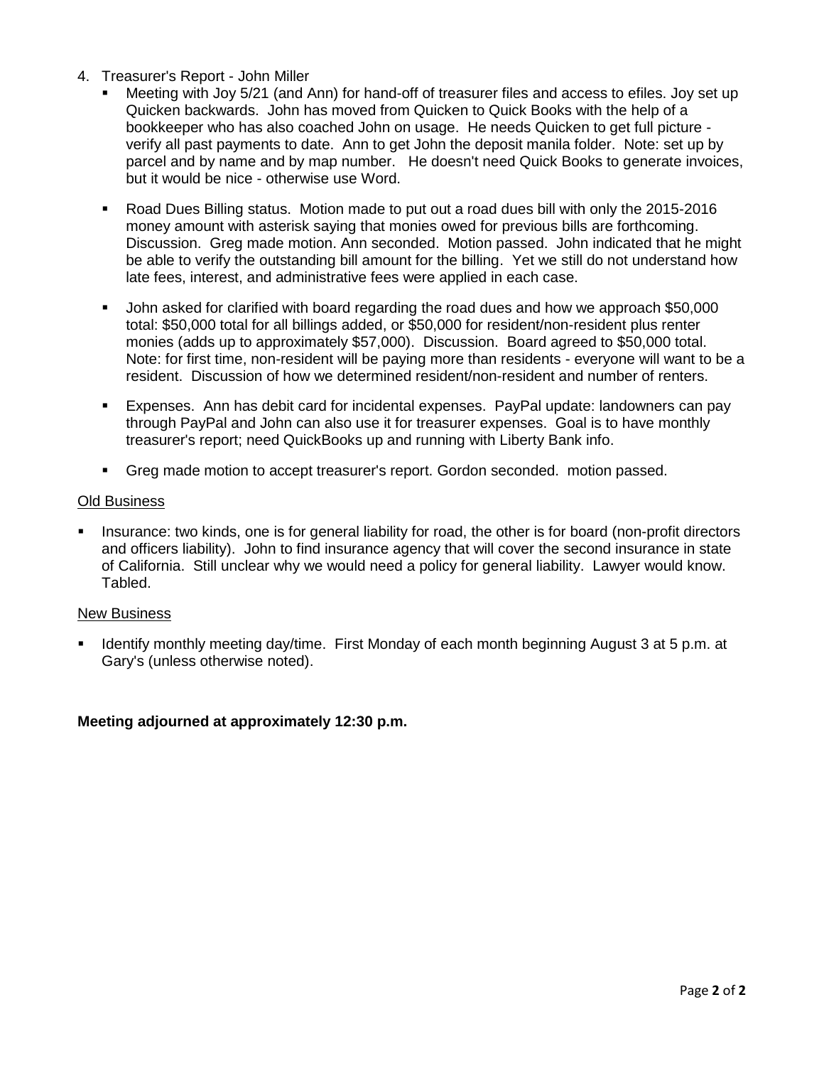4. Treasurer's Report - John Miller
   - Meeting with Joy 5/21 (and Ann) for hand-off of treasurer files and access to efiles. Joy set up Quicken backwards. John has moved from Quicken to Quick Books with the help of a bookkeeper who has also coached John on usage. He needs Quicken to get full picture - verify all past payments to date. Ann to get John the deposit manila folder. Note: set up by parcel and by name and by map number. He doesn't need Quick Books to generate invoices, but it would be nice - otherwise use Word.
   - Road Dues Billing status. Motion made to put out a road dues bill with only the 2015-2016 money amount with asterisk saying that monies owed for previous bills are forthcoming. Discussion. Greg made motion. Ann seconded. Motion passed. John indicated that he might be able to verify the outstanding bill amount for the billing. Yet we still do not understand how late fees, interest, and administrative fees were applied in each case.
   - John asked for clarified with board regarding the road dues and how we approach $50,000 total: $50,000 total for all billings added, or $50,000 for resident/non-resident plus renter monies (adds up to approximately $57,000). Discussion. Board agreed to $50,000 total. Note: for first time, non-resident will be paying more than residents - everyone will want to be a resident. Discussion of how we determined resident/non-resident and number of renters.
   - Expenses. Ann has debit card for incidental expenses. PayPal update: landowners can pay through PayPal and John can also use it for treasurer expenses. Goal is to have monthly treasurer's report; need QuickBooks up and running with Liberty Bank info.
   - Greg made motion to accept treasurer's report. Gordon seconded. motion passed.

<u>Old Business</u>

- Insurance: two kinds, one is for general liability for road, the other is for board (non-profit directors and officers liability). John to find insurance agency that will cover the second insurance in state of California. Still unclear why we would need a policy for general liability. Lawyer would know. Tabled.

<u>New Business</u>

- Identify monthly meeting day/time. First Monday of each month beginning August 3 at 5 p.m. at Gary's (unless otherwise noted).

**Meeting adjourned at approximately 12:30 p.m.**